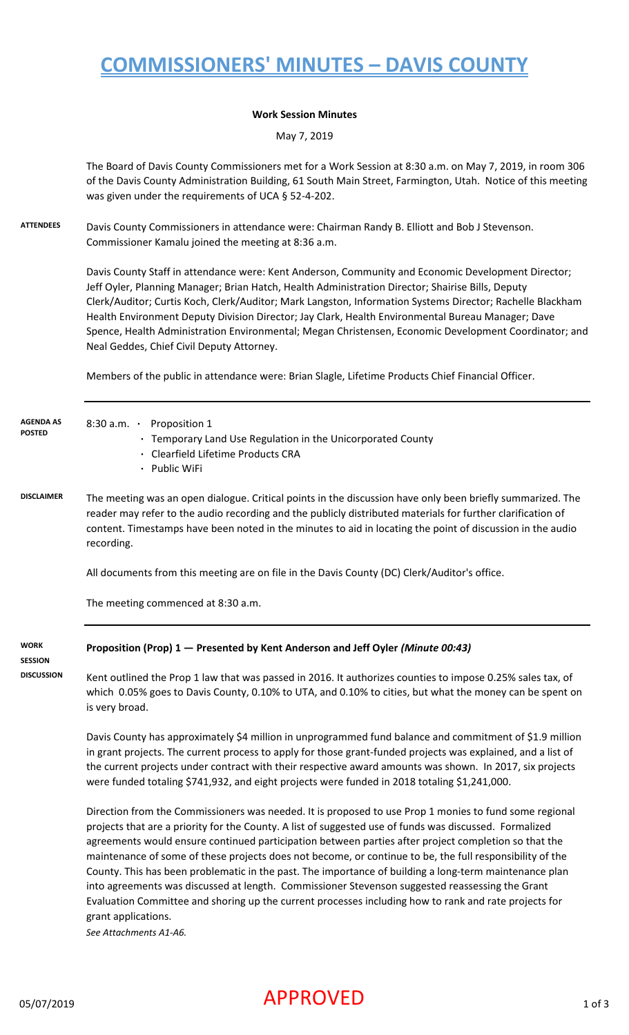# COMMISSIONERS' MINUTES – DAVIS COUNTY

**Work Session Minutes**

May 7, 2019

The Board of Davis County Commissioners met for a Work Session at 8:30 a.m. on May 7, 2019, in room 306 of the Davis County Administration Building, 61 South Main Street, Farmington, Utah. Notice of this meeting was given under the requirements of UCA § 52-4-202.

**ATTENDEES**

Davis County Commissioners in attendance were: Chairman Randy B. Elliott and Bob J Stevenson. Commissioner Kamalu joined the meeting at 8:36 a.m.

Davis County Staff in attendance were: Kent Anderson, Community and Economic Development Director; Jeff Oyler, Planning Manager; Brian Hatch, Health Administration Director; Shairise Bills, Deputy Clerk/Auditor; Curtis Koch, Clerk/Auditor; Mark Langston, Information Systems Director; Rachelle Blackham Health Environment Deputy Division Director; Jay Clark, Health Environmental Bureau Manager; Dave Spence, Health Administration Environmental; Megan Christensen, Economic Development Coordinator; and Neal Geddes, Chief Civil Deputy Attorney.

Members of the public in attendance were: Brian Slagle, Lifetime Products Chief Financial Officer.

**AGENDA AS POSTED**

8:30 a.m. · Proposition 1
- Temporary Land Use Regulation in the Unicorporated County
- Clearfield Lifetime Products CRA
- Public WiFi

**DISCLAIMER**

The meeting was an open dialogue. Critical points in the discussion have only been briefly summarized. The reader may refer to the audio recording and the publicly distributed materials for further clarification of content. Timestamps have been noted in the minutes to aid in locating the point of discussion in the audio recording.

All documents from this meeting are on file in the Davis County (DC) Clerk/Auditor's office.

The meeting commenced at 8:30 a.m.

**WORK SESSION DISCUSSION**

**Proposition (Prop) 1 — Presented by Kent Anderson and Jeff Oyler** *(Minute 00:43)*

Kent outlined the Prop 1 law that was passed in 2016. It authorizes counties to impose 0.25% sales tax, of which 0.05% goes to Davis County, 0.10% to UTA, and 0.10% to cities, but what the money can be spent on is very broad.

Davis County has approximately $4 million in unprogrammed fund balance and commitment of $1.9 million in grant projects. The current process to apply for those grant-funded projects was explained, and a list of the current projects under contract with their respective award amounts was shown. In 2017, six projects were funded totaling $741,932, and eight projects were funded in 2018 totaling $1,241,000.

Direction from the Commissioners was needed. It is proposed to use Prop 1 monies to fund some regional projects that are a priority for the County. A list of suggested use of funds was discussed. Formalized agreements would ensure continued participation between parties after project completion so that the maintenance of some of these projects does not become, or continue to be, the full responsibility of the County. This has been problematic in the past. The importance of building a long-term maintenance plan into agreements was discussed at length. Commissioner Stevenson suggested reassessing the Grant Evaluation Committee and shoring up the current processes including how to rank and rate projects for grant applications.

*See Attachments A1-A6.*

05/07/2019 APPROVED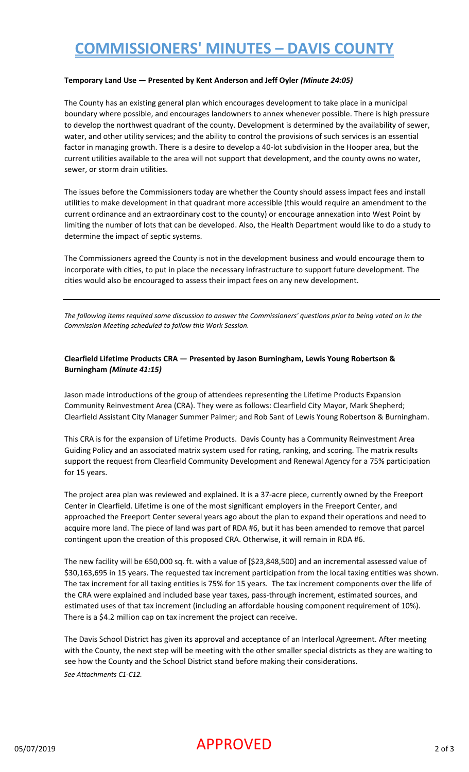# COMMISSIONERS' MINUTES – DAVIS COUNTY

**Temporary Land Use — Presented by Kent Anderson and Jeff Oyler** ***(Minute 24:05)***

The County has an existing general plan which encourages development to take place in a municipal boundary where possible, and encourages landowners to annex whenever possible. There is high pressure to develop the northwest quadrant of the county. Development is determined by the availability of sewer, water, and other utility services; and the ability to control the provisions of such services is an essential factor in managing growth. There is a desire to develop a 40-lot subdivision in the Hooper area, but the current utilities available to the area will not support that development, and the county owns no water, sewer, or storm drain utilities.

The issues before the Commissioners today are whether the County should assess impact fees and install utilities to make development in that quadrant more accessible (this would require an amendment to the current ordinance and an extraordinary cost to the county) or encourage annexation into West Point by limiting the number of lots that can be developed. Also, the Health Department would like to do a study to determine the impact of septic systems.

The Commissioners agreed the County is not in the development business and would encourage them to incorporate with cities, to put in place the necessary infrastructure to support future development. The cities would also be encouraged to assess their impact fees on any new development.

---

*The following items required some discussion to answer the Commissioners' questions prior to being voted on in the Commission Meeting scheduled to follow this Work Session.*

**Clearfield Lifetime Products CRA — Presented by Jason Burningham, Lewis Young Robertson & Burningham** ***(Minute 41:15)***

Jason made introductions of the group of attendees representing the Lifetime Products Expansion Community Reinvestment Area (CRA). They were as follows: Clearfield City Mayor, Mark Shepherd; Clearfield Assistant City Manager Summer Palmer; and Rob Sant of Lewis Young Robertson & Burningham.

This CRA is for the expansion of Lifetime Products. Davis County has a Community Reinvestment Area Guiding Policy and an associated matrix system used for rating, ranking, and scoring. The matrix results support the request from Clearfield Community Development and Renewal Agency for a 75% participation for 15 years.

The project area plan was reviewed and explained. It is a 37-acre piece, currently owned by the Freeport Center in Clearfield. Lifetime is one of the most significant employers in the Freeport Center, and approached the Freeport Center several years ago about the plan to expand their operations and need to acquire more land. The piece of land was part of RDA #6, but it has been amended to remove that parcel contingent upon the creation of this proposed CRA. Otherwise, it will remain in RDA #6.

The new facility will be 650,000 sq. ft. with a value of [$23,848,500] and an incremental assessed value of $30,163,695 in 15 years. The requested tax increment participation from the local taxing entities was shown. The tax increment for all taxing entities is 75% for 15 years. The tax increment components over the life of the CRA were explained and included base year taxes, pass-through increment, estimated sources, and estimated uses of that tax increment (including an affordable housing component requirement of 10%). There is a $4.2 million cap on tax increment the project can receive.

The Davis School District has given its approval and acceptance of an Interlocal Agreement. After meeting with the County, the next step will be meeting with the other smaller special districts as they are waiting to see how the County and the School District stand before making their considerations.

*See Attachments C1-C12.*

APPROVED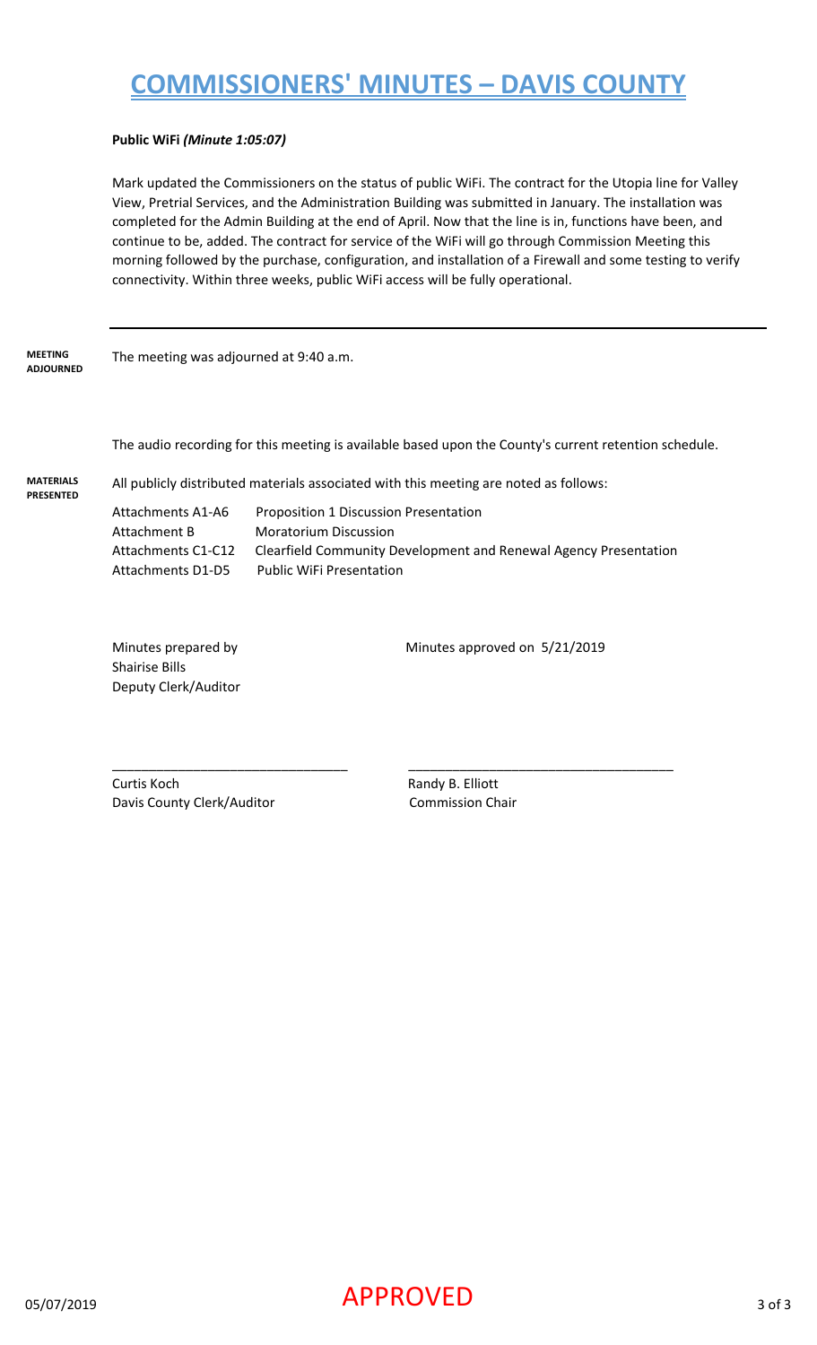**Public WiFi** *(Minute 1:05:07)*

Mark updated the Commissioners on the status of public WiFi. The contract for the Utopia line for Valley View, Pretrial Services, and the Administration Building was submitted in January. The installation was completed for the Admin Building at the end of April. Now that the line is in, functions have been, and continue to be, added. The contract for service of the WiFi will go through Commission Meeting this morning followed by the purchase, configuration, and installation of a Firewall and some testing to verify connectivity. Within three weeks, public WiFi access will be fully operational.

---

**MEETING ADJOURNED**

The meeting was adjourned at 9:40 a.m.

The audio recording for this meeting is available based upon the County's current retention schedule.

**MATERIALS PRESENTED**

All publicly distributed materials associated with this meeting are noted as follows:

| | |
|---|---|
| Attachments A1-A6 | Proposition 1 Discussion Presentation |
| Attachment B | Moratorium Discussion |
| Attachments C1-C12 | Clearfield Community Development and Renewal Agency Presentation |
| Attachments D1-D5 | Public WiFi Presentation |

Minutes prepared by
Shairise Bills
Deputy Clerk/Auditor

Minutes approved on 5/21/2019

\_\_\_\_\_\_\_\_\_\_\_\_\_\_\_\_\_\_\_\_\_\_\_\_\_\_\_\_\_\_\_\_
Curtis Koch
Davis County Clerk/Auditor

\_\_\_\_\_\_\_\_\_\_\_\_\_\_\_\_\_\_\_\_\_\_\_\_\_\_\_\_\_\_\_\_
Randy B. Elliott
Commission Chair

APPROVED